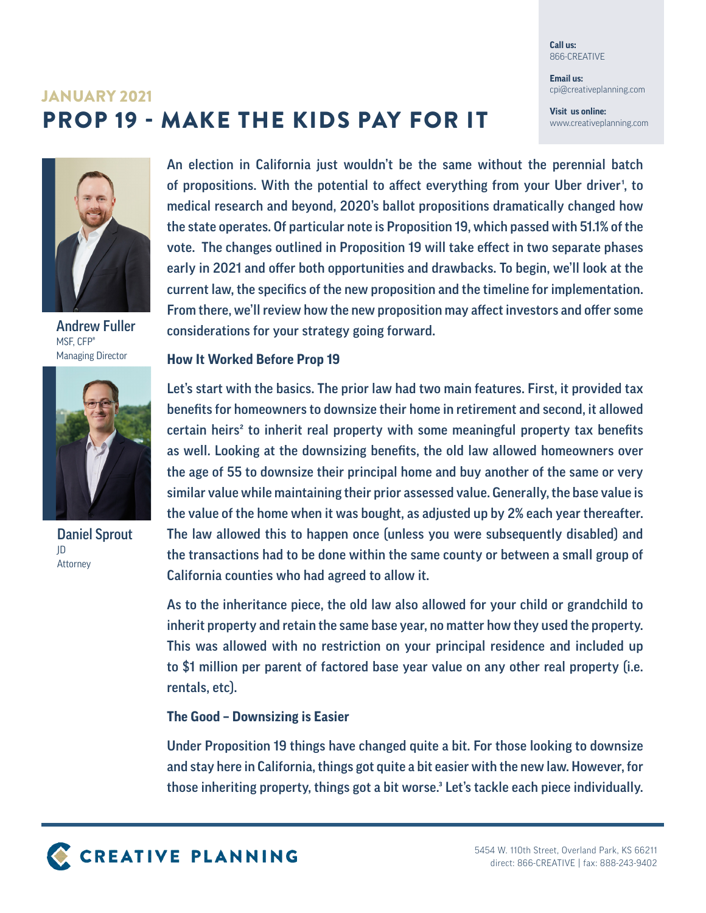Call us:
866-CREATIVE

Email us:
cpi@creativeplanning.com

Visit us online:
www.creativeplanning.com

## JANUARY 2021

# PROP 19 - MAKE THE KIDS PAY FOR IT

Andrew Fuller
MSF, CFP®
Managing Director

Daniel Sprout
JD
Attorney

**An election in California just wouldn't be the same without the perennial batch of propositions. With the potential to affect everything from your Uber driver[1], to medical research and beyond, 2020's ballot propositions dramatically changed how the state operates. Of particular note is Proposition 19, which passed with 51.1% of the vote. The changes outlined in Proposition 19 will take effect in two separate phases early in 2021 and offer both opportunities and drawbacks. To begin, we'll look at the current law, the specifics of the new proposition and the timeline for implementation. From there, we'll review how the new proposition may affect investors and offer some considerations for your strategy going forward.**

### How It Worked Before Prop 19

Let's start with the basics. The prior law had two main features. First, it provided tax benefits for homeowners to downsize their home in retirement and second, it allowed certain heirs[2] to inherit real property with some meaningful property tax benefits as well. Looking at the downsizing benefits, the old law allowed homeowners over the age of 55 to downsize their principal home and buy another of the same or very similar value while maintaining their prior assessed value. Generally, the base value is the value of the home when it was bought, as adjusted up by 2% each year thereafter. The law allowed this to happen once (unless you were subsequently disabled) and the transactions had to be done within the same county or between a small group of California counties who had agreed to allow it.

As to the inheritance piece, the old law also allowed for your child or grandchild to inherit property and retain the same base year, no matter how they used the property. This was allowed with no restriction on your principal residence and included up to $1 million per parent of factored base year value on any other real property (i.e. rentals, etc).

### The Good – Downsizing is Easier

Under Proposition 19 things have changed quite a bit. For those looking to downsize and stay here in California, things got quite a bit easier with the new law. However, for those inheriting property, things got a bit worse.[3] Let's tackle each piece individually.

CREATIVE PLANNING

5454 W. 110th Street, Overland Park, KS 66211
direct: 866-CREATIVE | fax: 888-243-9402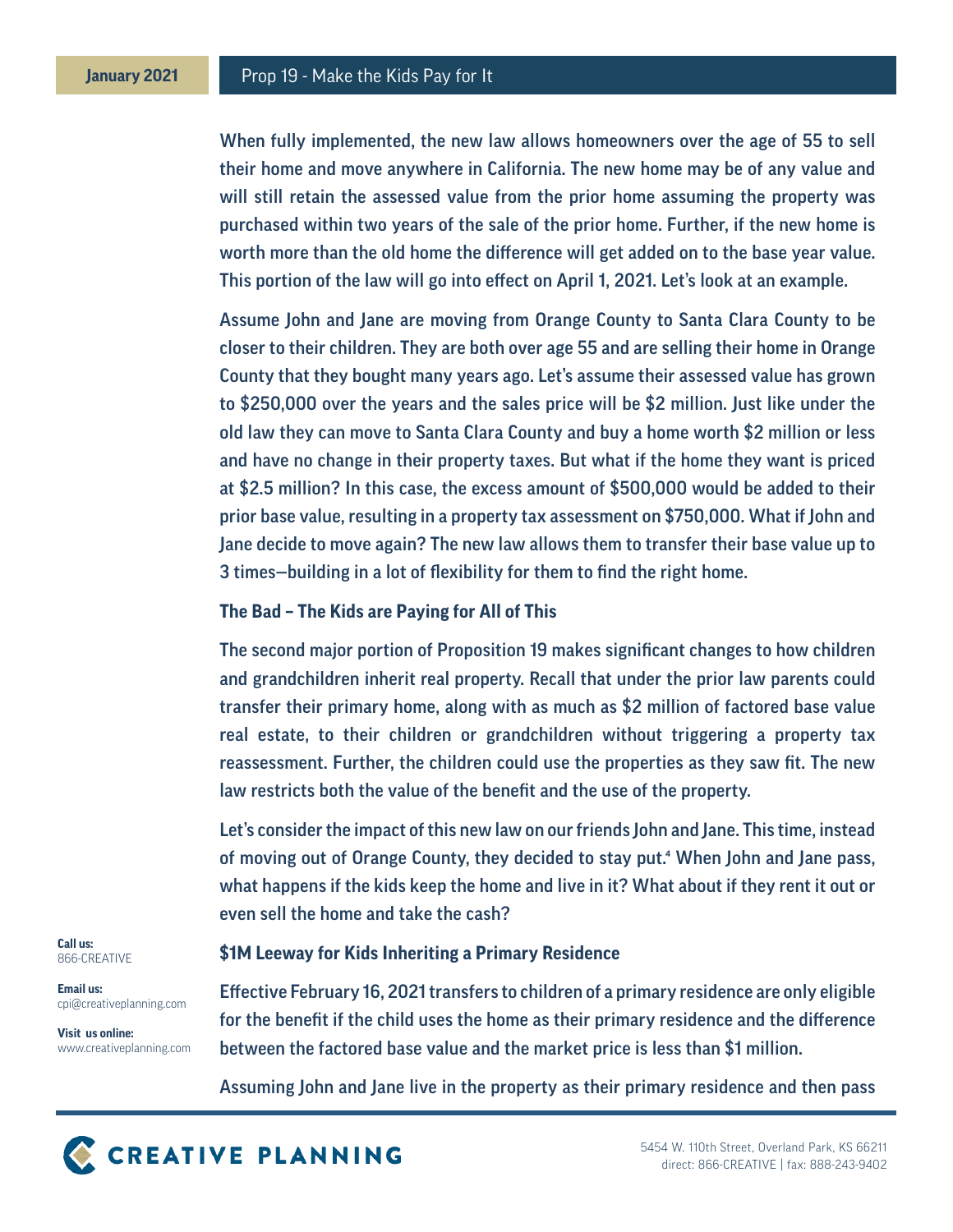When fully implemented, the new law allows homeowners over the age of 55 to sell their home and move anywhere in California. The new home may be of any value and will still retain the assessed value from the prior home assuming the property was purchased within two years of the sale of the prior home. Further, if the new home is worth more than the old home the difference will get added on to the base year value. This portion of the law will go into effect on April 1, 2021. Let's look at an example.

Assume John and Jane are moving from Orange County to Santa Clara County to be closer to their children. They are both over age 55 and are selling their home in Orange County that they bought many years ago. Let's assume their assessed value has grown to $250,000 over the years and the sales price will be $2 million. Just like under the old law they can move to Santa Clara County and buy a home worth $2 million or less and have no change in their property taxes. But what if the home they want is priced at $2.5 million? In this case, the excess amount of $500,000 would be added to their prior base value, resulting in a property tax assessment on $750,000. What if John and Jane decide to move again? The new law allows them to transfer their base value up to 3 times—building in a lot of flexibility for them to find the right home.

### The Bad – The Kids are Paying for All of This

The second major portion of Proposition 19 makes significant changes to how children and grandchildren inherit real property. Recall that under the prior law parents could transfer their primary home, along with as much as $2 million of factored base value real estate, to their children or grandchildren without triggering a property tax reassessment. Further, the children could use the properties as they saw fit. The new law restricts both the value of the benefit and the use of the property.

Let's consider the impact of this new law on our friends John and Jane. This time, instead of moving out of Orange County, they decided to stay put.[4] When John and Jane pass, what happens if the kids keep the home and live in it? What about if they rent it out or even sell the home and take the cash?

### $1M Leeway for Kids Inheriting a Primary Residence

Effective February 16, 2021 transfers to children of a primary residence are only eligible for the benefit if the child uses the home as their primary residence and the difference between the factored base value and the market price is less than $1 million.

Assuming John and Jane live in the property as their primary residence and then pass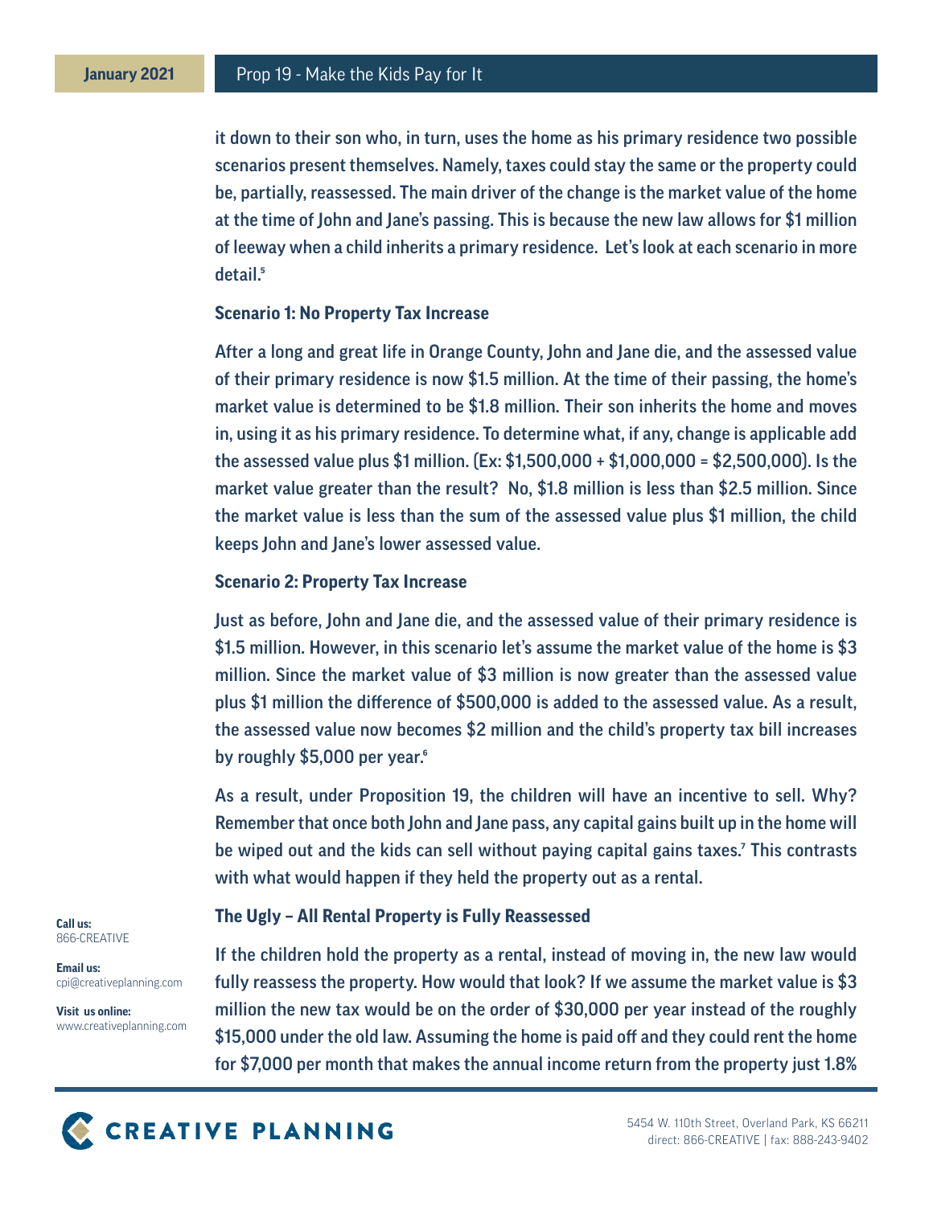it down to their son who, in turn, uses the home as his primary residence two possible scenarios present themselves. Namely, taxes could stay the same or the property could be, partially, reassessed. The main driver of the change is the market value of the home at the time of John and Jane's passing. This is because the new law allows for $1 million of leeway when a child inherits a primary residence. Let's look at each scenario in more detail.[5]

### Scenario 1: No Property Tax Increase

After a long and great life in Orange County, John and Jane die, and the assessed value of their primary residence is now $1.5 million. At the time of their passing, the home's market value is determined to be $1.8 million. Their son inherits the home and moves in, using it as his primary residence. To determine what, if any, change is applicable add the assessed value plus $1 million. (Ex: $1,500,000 + $1,000,000 = $2,500,000). Is the market value greater than the result? No, $1.8 million is less than $2.5 million. Since the market value is less than the sum of the assessed value plus $1 million, the child keeps John and Jane's lower assessed value.

### Scenario 2: Property Tax Increase

Just as before, John and Jane die, and the assessed value of their primary residence is $1.5 million. However, in this scenario let's assume the market value of the home is $3 million. Since the market value of $3 million is now greater than the assessed value plus $1 million the difference of $500,000 is added to the assessed value. As a result, the assessed value now becomes $2 million and the child's property tax bill increases by roughly $5,000 per year.[6]

As a result, under Proposition 19, the children will have an incentive to sell. Why? Remember that once both John and Jane pass, any capital gains built up in the home will be wiped out and the kids can sell without paying capital gains taxes.[7] This contrasts with what would happen if they held the property out as a rental.

### The Ugly – All Rental Property is Fully Reassessed

If the children hold the property as a rental, instead of moving in, the new law would fully reassess the property. How would that look? If we assume the market value is $3 million the new tax would be on the order of $30,000 per year instead of the roughly $15,000 under the old law. Assuming the home is paid off and they could rent the home for $7,000 per month that makes the annual income return from the property just 1.8%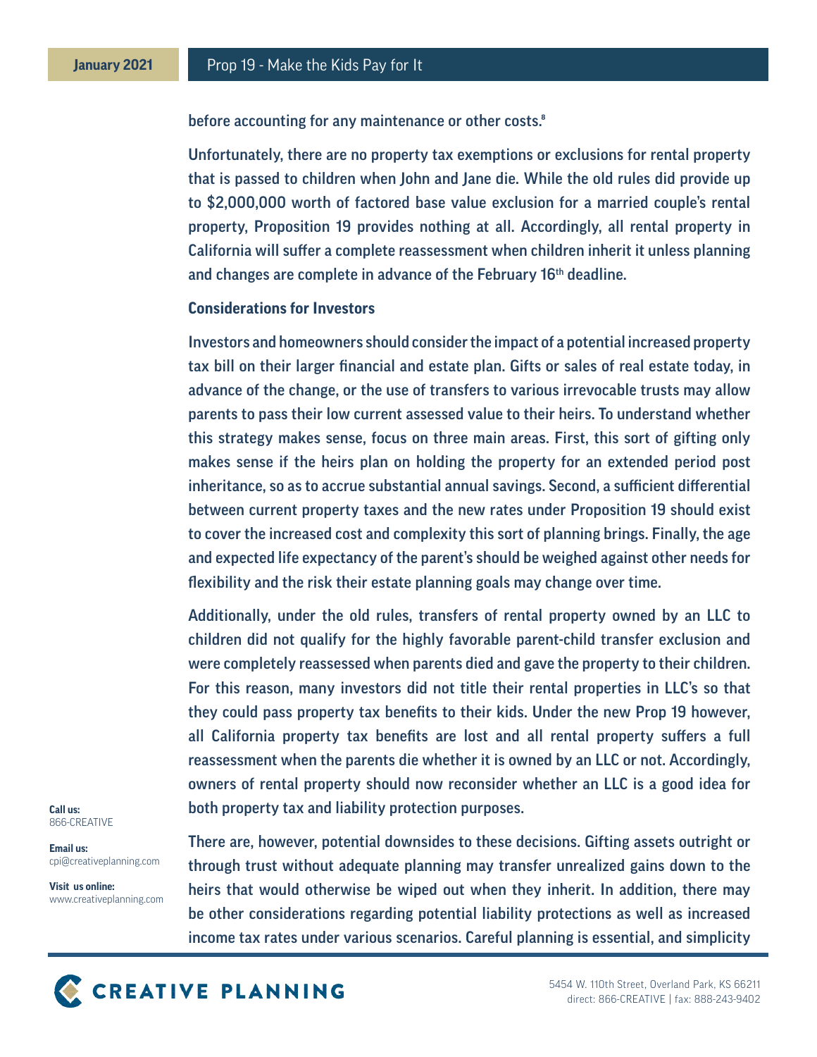before accounting for any maintenance or other costs.[8]

Unfortunately, there are no property tax exemptions or exclusions for rental property that is passed to children when John and Jane die. While the old rules did provide up to $2,000,000 worth of factored base value exclusion for a married couple's rental property, Proposition 19 provides nothing at all. Accordingly, all rental property in California will suffer a complete reassessment when children inherit it unless planning and changes are complete in advance of the February 16th deadline.

### Considerations for Investors

Investors and homeowners should consider the impact of a potential increased property tax bill on their larger financial and estate plan. Gifts or sales of real estate today, in advance of the change, or the use of transfers to various irrevocable trusts may allow parents to pass their low current assessed value to their heirs. To understand whether this strategy makes sense, focus on three main areas. First, this sort of gifting only makes sense if the heirs plan on holding the property for an extended period post inheritance, so as to accrue substantial annual savings. Second, a sufficient differential between current property taxes and the new rates under Proposition 19 should exist to cover the increased cost and complexity this sort of planning brings. Finally, the age and expected life expectancy of the parent's should be weighed against other needs for flexibility and the risk their estate planning goals may change over time.

Additionally, under the old rules, transfers of rental property owned by an LLC to children did not qualify for the highly favorable parent-child transfer exclusion and were completely reassessed when parents died and gave the property to their children. For this reason, many investors did not title their rental properties in LLC's so that they could pass property tax benefits to their kids. Under the new Prop 19 however, all California property tax benefits are lost and all rental property suffers a full reassessment when the parents die whether it is owned by an LLC or not. Accordingly, owners of rental property should now reconsider whether an LLC is a good idea for both property tax and liability protection purposes.

There are, however, potential downsides to these decisions. Gifting assets outright or through trust without adequate planning may transfer unrealized gains down to the heirs that would otherwise be wiped out when they inherit. In addition, there may be other considerations regarding potential liability protections as well as increased income tax rates under various scenarios. Careful planning is essential, and simplicity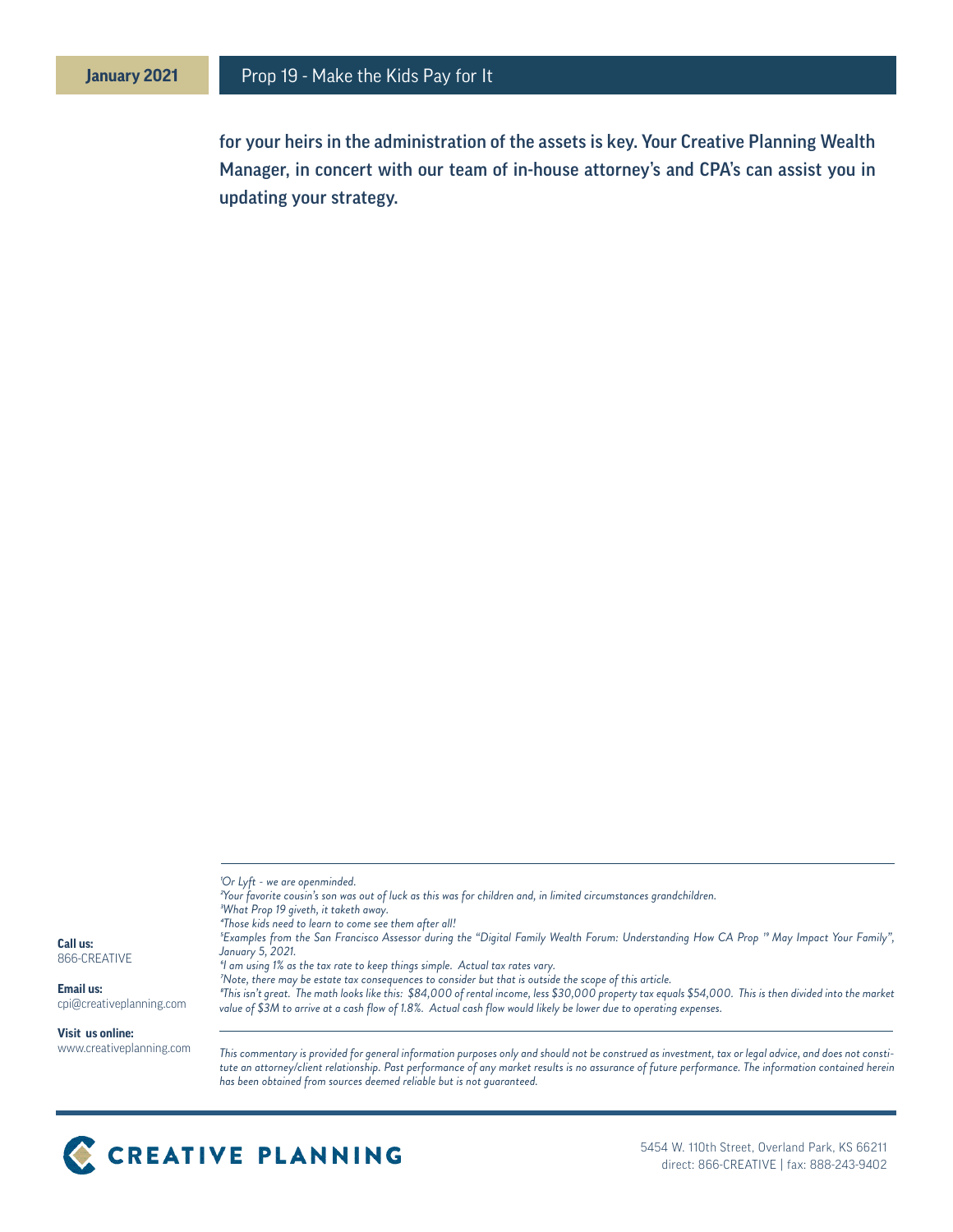**for your heirs in the administration of the assets is key. Your Creative Planning Wealth Manager, in concert with our team of in-house attorney's and CPA's can assist you in updating your strategy.**

---

*[1]Or Lyft - we are openminded.*
*[2]Your favorite cousin's son was out of luck as this was for children and, in limited circumstances grandchildren.*
*[3]What Prop 19 giveth, it taketh away.*
*[4]Those kids need to learn to come see them after all!*
*[5]Examples from the San Francisco Assessor during the "Digital Family Wealth Forum: Understanding How CA Prop '9 May Impact Your Family", January 5, 2021.*
*[6]I am using 1% as the tax rate to keep things simple. Actual tax rates vary.*
*[7]Note, there may be estate tax consequences to consider but that is outside the scope of this article.*
*[8]This isn't great. The math looks like this: $84,000 of rental income, less $30,000 property tax equals $54,000. This is then divided into the market value of $3M to arrive at a cash flow of 1.8%. Actual cash flow would likely be lower due to operating expenses.*

---

*This commentary is provided for general information purposes only and should not be construed as investment, tax or legal advice, and does not constitute an attorney/client relationship. Past performance of any market results is no assurance of future performance. The information contained herein has been obtained from sources deemed reliable but is not guaranteed.*

**Call us:**
866-CREATIVE

**Email us:**
cpi@creativeplanning.com

**Visit us online:**
www.creativeplanning.com

CREATIVE PLANNING

5454 W. 110th Street, Overland Park, KS 66211
direct: 866-CREATIVE | fax: 888-243-9402